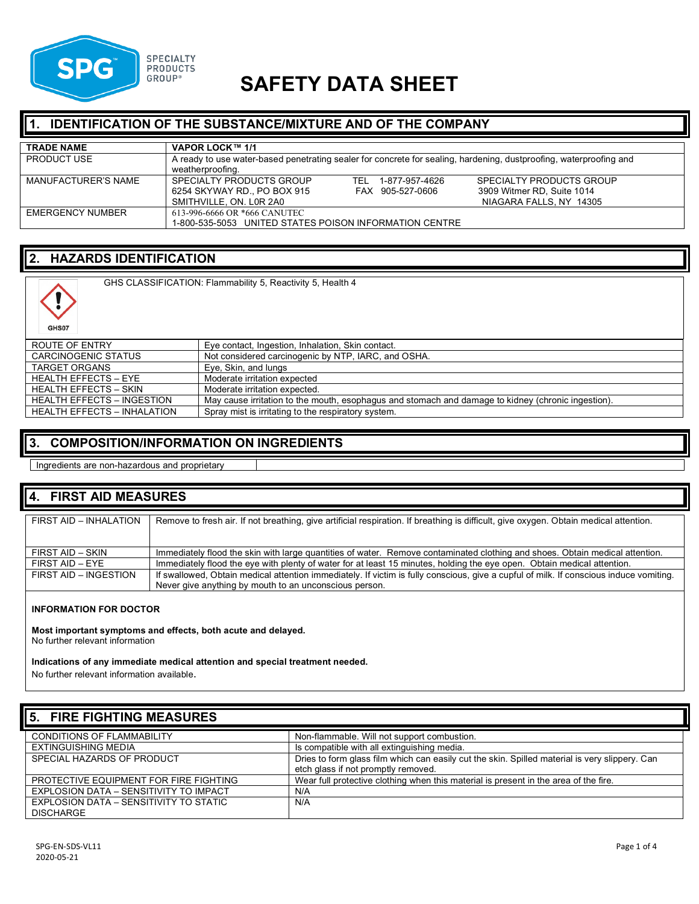SPG SPECIALTY PRODUCTS GROUP®

# SAFETY DATA SHEET

## 1. IDENTIFICATION OF THE SUBSTANCE/MIXTURE AND OF THE COMPANY

| TRADE NAME | VAPOR LOCK™ 1/1 |
|---|---|
| PRODUCT USE | A ready to use water-based penetrating sealer for concrete for sealing, hardening, dustproofing, waterproofing and weatherproofing. |
| MANUFACTURER'S NAME | SPECIALTY PRODUCTS GROUP 6254 SKYWAY RD., PO BOX 915 SMITHVILLE, ON. L0R 2A0 — TEL 1-877-957-4626 FAX 905-527-0606 — SPECIALTY PRODUCTS GROUP 3909 Witmer RD, Suite 1014 NIAGARA FALLS, NY 14305 |
| EMERGENCY NUMBER | 613-996-6666 OR *666 CANUTEC 1-800-535-5053 UNITED STATES POISON INFORMATION CENTRE |

## 2. HAZARDS IDENTIFICATION

GHS07

GHS CLASSIFICATION: Flammability 5, Reactivity 5, Health 4

| ROUTE OF ENTRY | Eye contact, Ingestion, Inhalation, Skin contact. |
|---|---|
| CARCINOGENIC STATUS | Not considered carcinogenic by NTP, IARC, and OSHA. |
| TARGET ORGANS | Eye, Skin, and lungs |
| HEALTH EFFECTS – EYE | Moderate irritation expected |
| HEALTH EFFECTS – SKIN | Moderate irritation expected. |
| HEALTH EFFECTS – INGESTION | May cause irritation to the mouth, esophagus and stomach and damage to kidney (chronic ingestion). |
| HEALTH EFFECTS – INHALATION | Spray mist is irritating to the respiratory system. |

## 3. COMPOSITION/INFORMATION ON INGREDIENTS

Ingredients are non-hazardous and proprietary

## 4. FIRST AID MEASURES

| FIRST AID – INHALATION | Remove to fresh air. If not breathing, give artificial respiration. If breathing is difficult, give oxygen. Obtain medical attention. |
|---|---|
| FIRST AID – SKIN | Immediately flood the skin with large quantities of water. Remove contaminated clothing and shoes. Obtain medical attention. |
| FIRST AID – EYE | Immediately flood the eye with plenty of water for at least 15 minutes, holding the eye open. Obtain medical attention. |
| FIRST AID – INGESTION | If swallowed, Obtain medical attention immediately. If victim is fully conscious, give a cupful of milk. If conscious induce vomiting. Never give anything by mouth to an unconscious person. |

**INFORMATION FOR DOCTOR**

**Most important symptoms and effects, both acute and delayed.**
No further relevant information

**Indications of any immediate medical attention and special treatment needed.**
No further relevant information available.

## 5. FIRE FIGHTING MEASURES

| CONDITIONS OF FLAMMABILITY | Non-flammable. Will not support combustion. |
|---|---|
| EXTINGUISHING MEDIA | Is compatible with all extinguishing media. |
| SPECIAL HAZARDS OF PRODUCT | Dries to form glass film which can easily cut the skin. Spilled material is very slippery. Can etch glass if not promptly removed. |
| PROTECTIVE EQUIPMENT FOR FIRE FIGHTING | Wear full protective clothing when this material is present in the area of the fire. |
| EXPLOSION DATA – SENSITIVITY TO IMPACT | N/A |
| EXPLOSION DATA – SENSITIVITY TO STATIC DISCHARGE | N/A |

SPG-EN-SDS-VL11
2020-05-21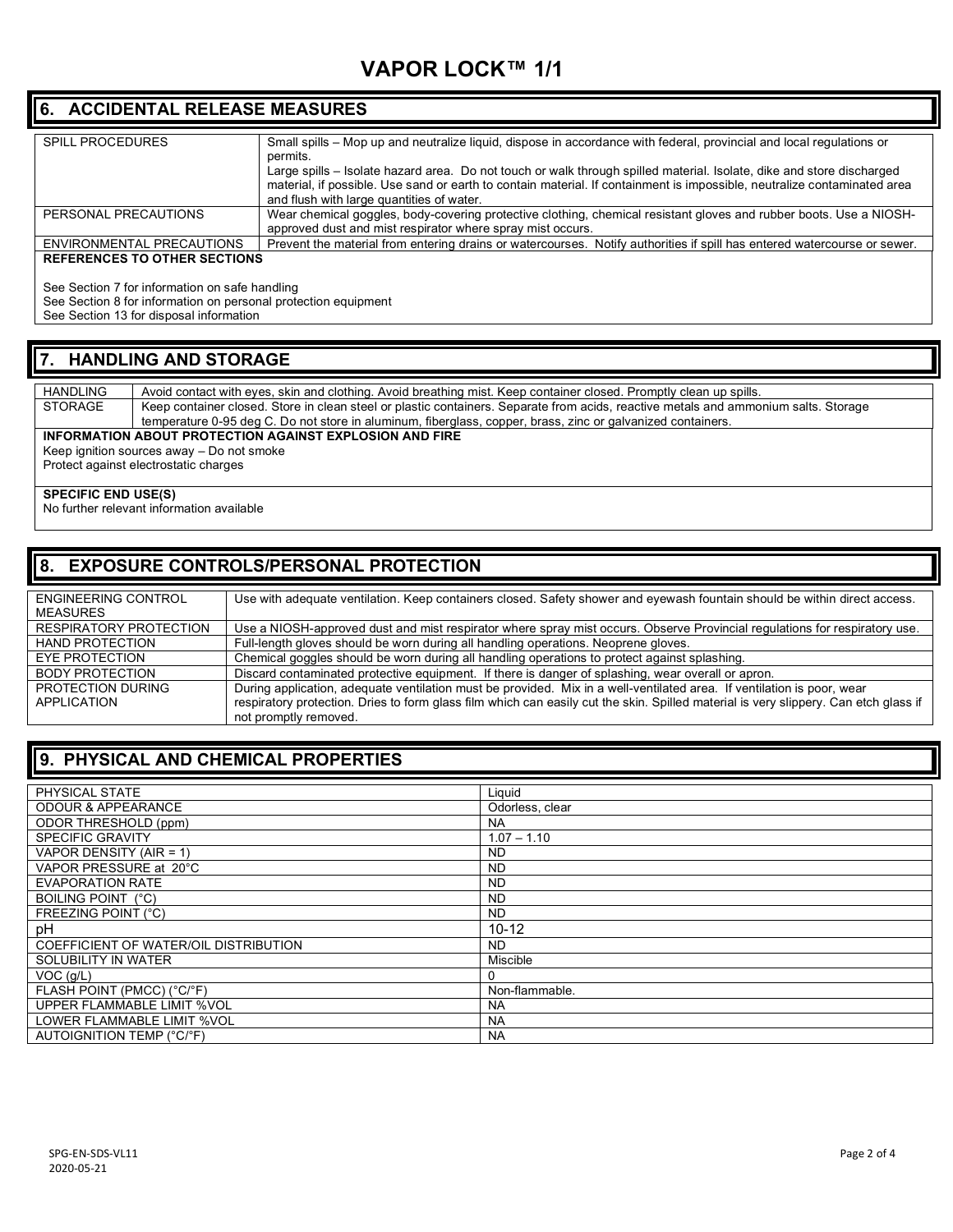## 6. ACCIDENTAL RELEASE MEASURES

| | |
|---|---|
| SPILL PROCEDURES | Small spills – Mop up and neutralize liquid, dispose in accordance with federal, provincial and local regulations or permits.<br>Large spills – Isolate hazard area. Do not touch or walk through spilled material. Isolate, dike and store discharged material, if possible. Use sand or earth to contain material. If containment is impossible, neutralize contaminated area and flush with large quantities of water. |
| PERSONAL PRECAUTIONS | Wear chemical goggles, body-covering protective clothing, chemical resistant gloves and rubber boots. Use a NIOSH-approved dust and mist respirator where spray mist occurs. |
| ENVIRONMENTAL PRECAUTIONS | Prevent the material from entering drains or watercourses. Notify authorities if spill has entered watercourse or sewer. |

**REFERENCES TO OTHER SECTIONS**

See Section 7 for information on safe handling
See Section 8 for information on personal protection equipment
See Section 13 for disposal information

## 7. HANDLING AND STORAGE

| | |
|---|---|
| HANDLING | Avoid contact with eyes, skin and clothing. Avoid breathing mist. Keep container closed. Promptly clean up spills. |
| STORAGE | Keep container closed. Store in clean steel or plastic containers. Separate from acids, reactive metals and ammonium salts. Storage temperature 0-95 deg C. Do not store in aluminum, fiberglass, copper, brass, zinc or galvanized containers. |

**INFORMATION ABOUT PROTECTION AGAINST EXPLOSION AND FIRE**

Keep ignition sources away – Do not smoke
Protect against electrostatic charges

**SPECIFIC END USE(S)**

No further relevant information available

## 8. EXPOSURE CONTROLS/PERSONAL PROTECTION

| | |
|---|---|
| ENGINEERING CONTROL MEASURES | Use with adequate ventilation. Keep containers closed. Safety shower and eyewash fountain should be within direct access. |
| RESPIRATORY PROTECTION | Use a NIOSH-approved dust and mist respirator where spray mist occurs. Observe Provincial regulations for respiratory use. |
| HAND PROTECTION | Full-length gloves should be worn during all handling operations. Neoprene gloves. |
| EYE PROTECTION | Chemical goggles should be worn during all handling operations to protect against splashing. |
| BODY PROTECTION | Discard contaminated protective equipment. If there is danger of splashing, wear overall or apron. |
| PROTECTION DURING APPLICATION | During application, adequate ventilation must be provided. Mix in a well-ventilated area. If ventilation is poor, wear respiratory protection. Dries to form glass film which can easily cut the skin. Spilled material is very slippery. Can etch glass if not promptly removed. |

## 9. PHYSICAL AND CHEMICAL PROPERTIES

| | |
|---|---|
| PHYSICAL STATE | Liquid |
| ODOUR & APPEARANCE | Odorless, clear |
| ODOR THRESHOLD (ppm) | NA |
| SPECIFIC GRAVITY | 1.07 – 1.10 |
| VAPOR DENSITY (AIR = 1) | ND |
| VAPOR PRESSURE at 20°C | ND |
| EVAPORATION RATE | ND |
| BOILING POINT (°C) | ND |
| FREEZING POINT (°C) | ND |
| pH | 10-12 |
| COEFFICIENT OF WATER/OIL DISTRIBUTION | ND |
| SOLUBILITY IN WATER | Miscible |
| VOC (g/L) | 0 |
| FLASH POINT (PMCC) (°C/°F) | Non-flammable. |
| UPPER FLAMMABLE LIMIT %VOL | NA |
| LOWER FLAMMABLE LIMIT %VOL | NA |
| AUTOIGNITION TEMP (°C/°F) | NA |

SPG-EN-SDS-VL11
2020-05-21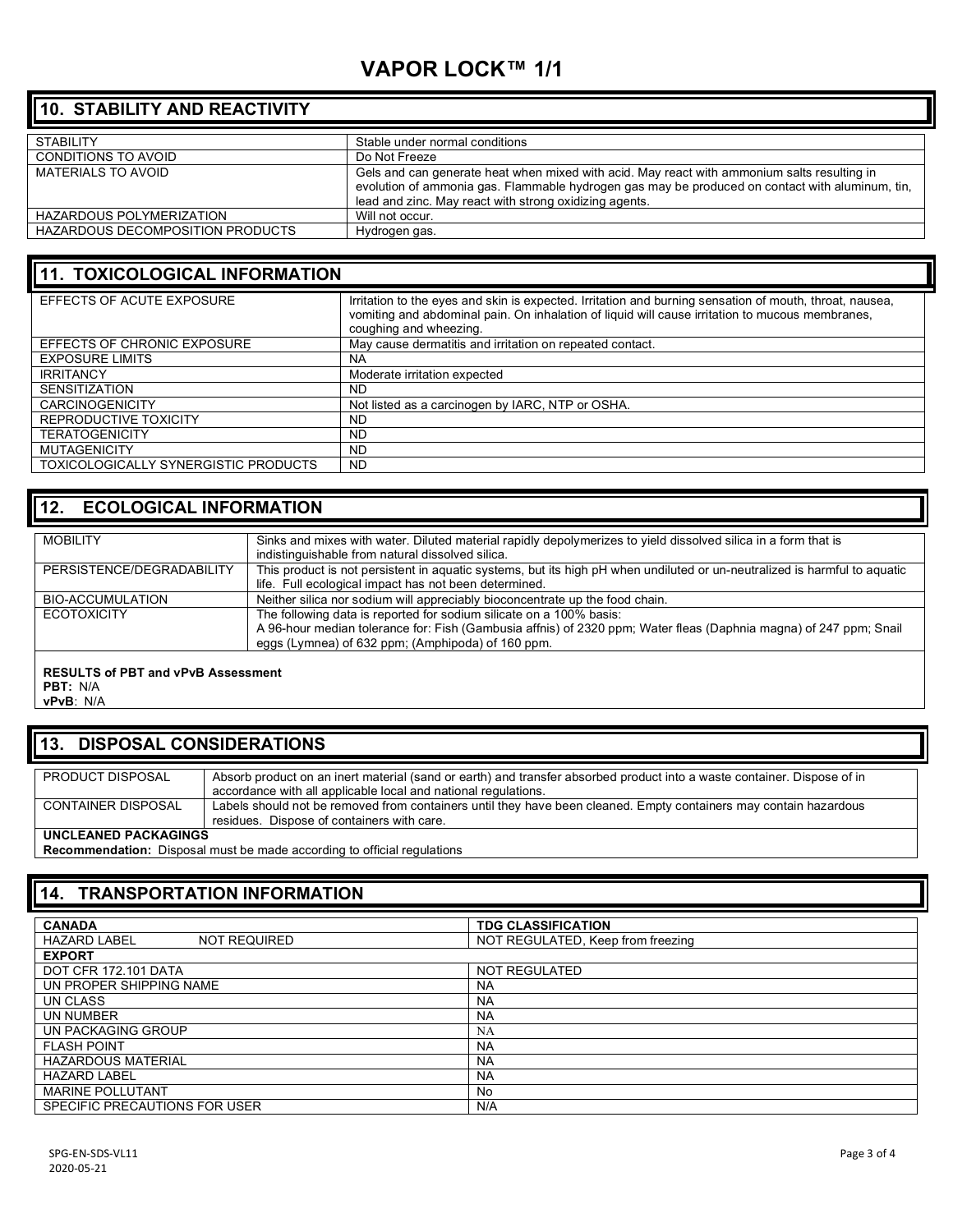# VAPOR LOCK™ 1/1

## 10. STABILITY AND REACTIVITY

| | |
|---|---|
| STABILITY | Stable under normal conditions |
| CONDITIONS TO AVOID | Do Not Freeze |
| MATERIALS TO AVOID | Gels and can generate heat when mixed with acid. May react with ammonium salts resulting in evolution of ammonia gas. Flammable hydrogen gas may be produced on contact with aluminum, tin, lead and zinc. May react with strong oxidizing agents. |
| HAZARDOUS POLYMERIZATION | Will not occur. |
| HAZARDOUS DECOMPOSITION PRODUCTS | Hydrogen gas. |

## 11. TOXICOLOGICAL INFORMATION

| | |
|---|---|
| EFFECTS OF ACUTE EXPOSURE | Irritation to the eyes and skin is expected. Irritation and burning sensation of mouth, throat, nausea, vomiting and abdominal pain. On inhalation of liquid will cause irritation to mucous membranes, coughing and wheezing. |
| EFFECTS OF CHRONIC EXPOSURE | May cause dermatitis and irritation on repeated contact. |
| EXPOSURE LIMITS | NA |
| IRRITANCY | Moderate irritation expected |
| SENSITIZATION | ND |
| CARCINOGENICITY | Not listed as a carcinogen by IARC, NTP or OSHA. |
| REPRODUCTIVE TOXICITY | ND |
| TERATOGENICITY | ND |
| MUTAGENICITY | ND |
| TOXICOLOGICALLY SYNERGISTIC PRODUCTS | ND |

## 12. ECOLOGICAL INFORMATION

| | |
|---|---|
| MOBILITY | Sinks and mixes with water. Diluted material rapidly depolymerizes to yield dissolved silica in a form that is indistinguishable from natural dissolved silica. |
| PERSISTENCE/DEGRADABILITY | This product is not persistent in aquatic systems, but its high pH when undiluted or un-neutralized is harmful to aquatic life. Full ecological impact has not been determined. |
| BIO-ACCUMULATION | Neither silica nor sodium will appreciably bioconcentrate up the food chain. |
| ECOTOXICITY | The following data is reported for sodium silicate on a 100% basis:<br>A 96-hour median tolerance for: Fish (Gambusia affnis) of 2320 ppm; Water fleas (Daphnia magna) of 247 ppm; Snail eggs (Lymnea) of 632 ppm; (Amphipoda) of 160 ppm. |

**RESULTS of PBT and vPvB Assessment**
**PBT:** N/A
**vPvB**: N/A

## 13. DISPOSAL CONSIDERATIONS

| | |
|---|---|
| PRODUCT DISPOSAL | Absorb product on an inert material (sand or earth) and transfer absorbed product into a waste container. Dispose of in accordance with all applicable local and national regulations. |
| CONTAINER DISPOSAL | Labels should not be removed from containers until they have been cleaned. Empty containers may contain hazardous residues. Dispose of containers with care. |

**UNCLEANED PACKAGINGS**
**Recommendation:** Disposal must be made according to official regulations

## 14. TRANSPORTATION INFORMATION

| **CANADA** | **TDG CLASSIFICATION** |
|---|---|
| HAZARD LABEL NOT REQUIRED | NOT REGULATED, Keep from freezing |
| **EXPORT** | |
| DOT CFR 172.101 DATA | NOT REGULATED |
| UN PROPER SHIPPING NAME | NA |
| UN CLASS | NA |
| UN NUMBER | NA |
| UN PACKAGING GROUP | NA |
| FLASH POINT | NA |
| HAZARDOUS MATERIAL | NA |
| HAZARD LABEL | NA |
| MARINE POLLUTANT | No |
| SPECIFIC PRECAUTIONS FOR USER | N/A |

SPG-EN-SDS-VL11
2020-05-21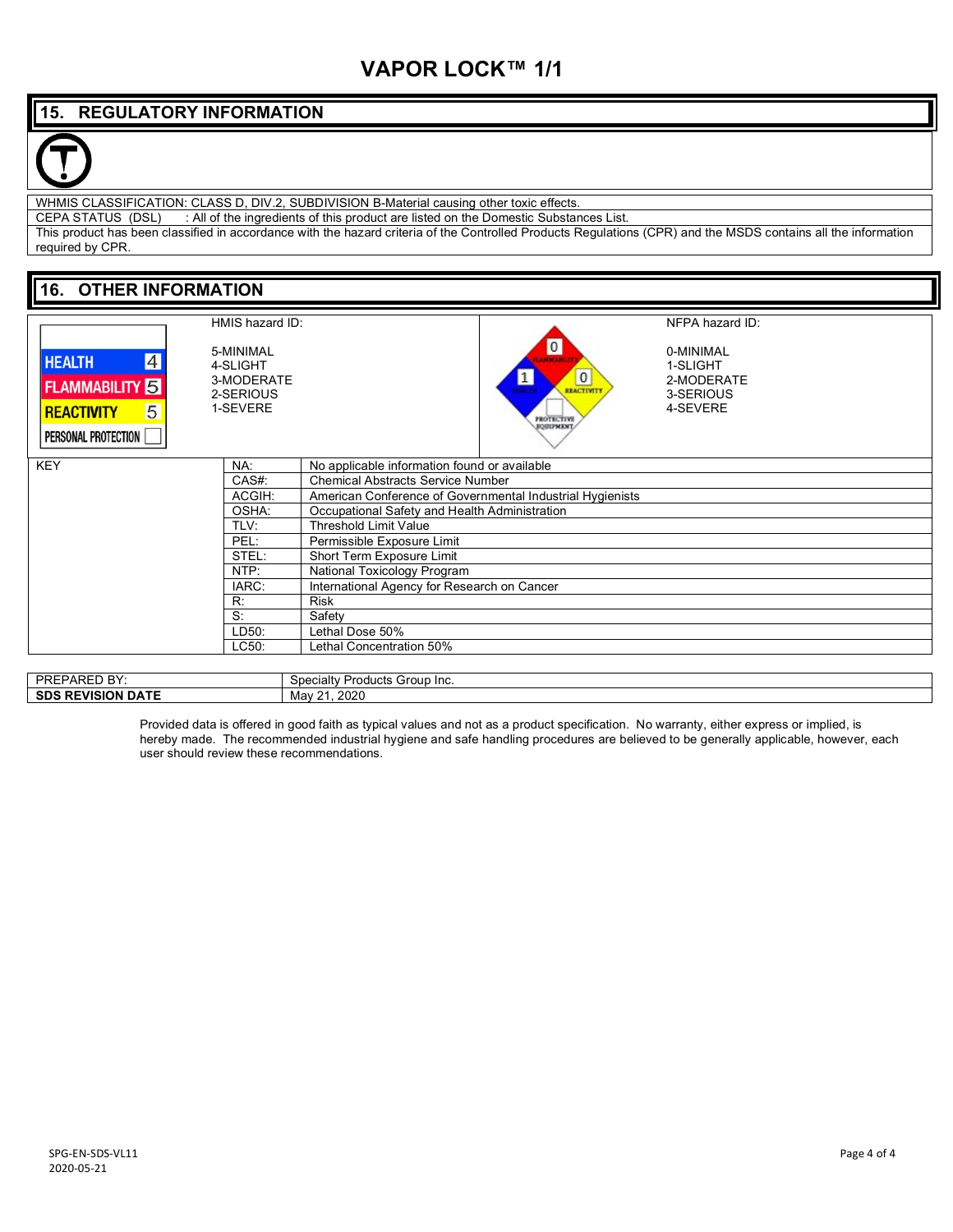# VAPOR LOCK™ 1/1

## 15. REGULATORY INFORMATION

WHMIS CLASSIFICATION: CLASS D, DIV.2, SUBDIVISION B-Material causing other toxic effects.

CEPA STATUS (DSL) : All of the ingredients of this product are listed on the Domestic Substances List.

This product has been classified in accordance with the hazard criteria of the Controlled Products Regulations (CPR) and the MSDS contains all the information required by CPR.

## 16. OTHER INFORMATION

HEALTH 4
FLAMMABILITY 5
REACTIVITY 5
PERSONAL PROTECTION

HMIS hazard ID:

5-MINIMAL
4-SLIGHT
3-MODERATE
2-SERIOUS
1-SEVERE

FLAMMABILITY 0
HEALTH 1
REACTIVITY 0
PROTECTIVE EQUIPMENT

NFPA hazard ID:

0-MINIMAL
1-SLIGHT
2-MODERATE
3-SERIOUS
4-SEVERE

| | | |
|---|---|---|
| KEY | NA: | No applicable information found or available |
| | CAS#: | Chemical Abstracts Service Number |
| | ACGIH: | American Conference of Governmental Industrial Hygienists |
| | OSHA: | Occupational Safety and Health Administration |
| | TLV: | Threshold Limit Value |
| | PEL: | Permissible Exposure Limit |
| | STEL: | Short Term Exposure Limit |
| | NTP: | National Toxicology Program |
| | IARC: | International Agency for Research on Cancer |
| | R: | Risk |
| | S: | Safety |
| | LD50: | Lethal Dose 50% |
| | LC50: | Lethal Concentration 50% |

| | |
|---|---|
| PREPARED BY: | Specialty Products Group Inc. |
| **SDS REVISION DATE** | May 21, 2020 |

Provided data is offered in good faith as typical values and not as a product specification. No warranty, either express or implied, is hereby made. The recommended industrial hygiene and safe handling procedures are believed to be generally applicable, however, each user should review these recommendations.

SPG-EN-SDS-VL11
2020-05-21